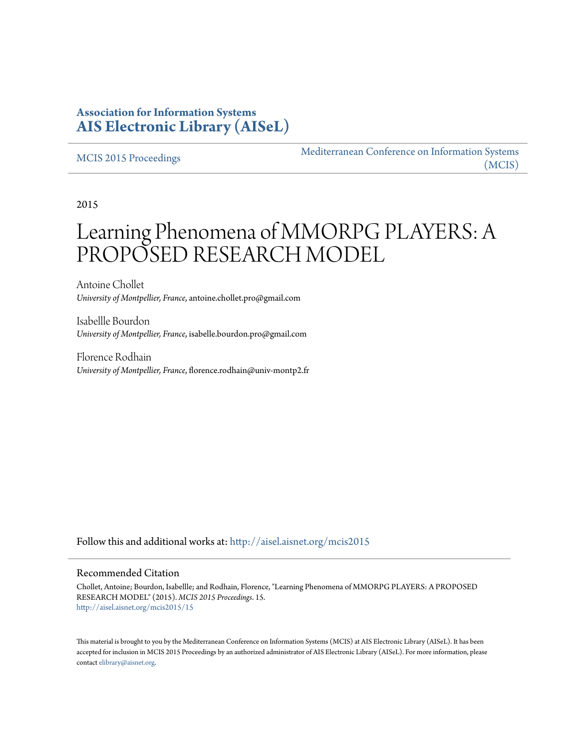**Association for Information Systems**
**AIS Electronic Library (AISeL)**

MCIS 2015 Proceedings

Mediterranean Conference on Information Systems (MCIS)

2015

# Learning Phenomena of MMORPG PLAYERS: A PROPOSED RESEARCH MODEL

Antoine Chollet
*University of Montpellier, France*, antoine.chollet.pro@gmail.com

Isabellle Bourdon
*University of Montpellier, France*, isabelle.bourdon.pro@gmail.com

Florence Rodhain
*University of Montpellier, France*, florence.rodhain@univ-montp2.fr

Follow this and additional works at: http://aisel.aisnet.org/mcis2015

## Recommended Citation

Chollet, Antoine; Bourdon, Isabellle; and Rodhain, Florence, "Learning Phenomena of MMORPG PLAYERS: A PROPOSED RESEARCH MODEL" (2015). *MCIS 2015 Proceedings*. 15.
http://aisel.aisnet.org/mcis2015/15

This material is brought to you by the Mediterranean Conference on Information Systems (MCIS) at AIS Electronic Library (AISeL). It has been accepted for inclusion in MCIS 2015 Proceedings by an authorized administrator of AIS Electronic Library (AISeL). For more information, please contact elibrary@aisnet.org.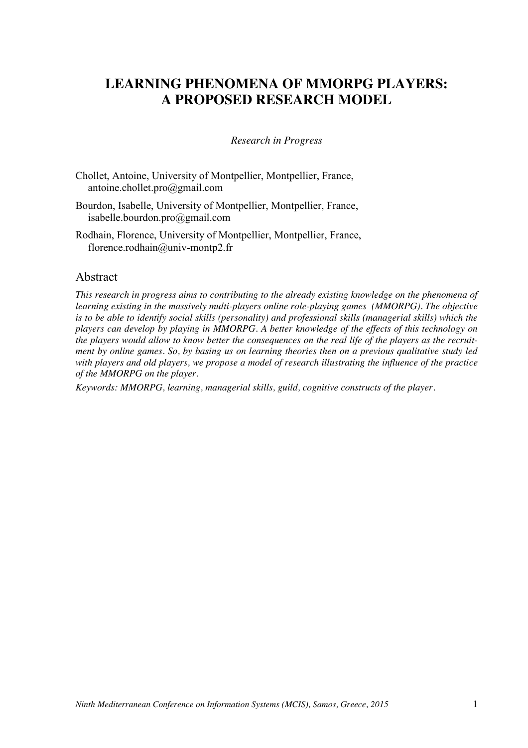# LEARNING PHENOMENA OF MMORPG PLAYERS: A PROPOSED RESEARCH MODEL

*Research in Progress*

Chollet, Antoine, University of Montpellier, Montpellier, France, antoine.chollet.pro@gmail.com

Bourdon, Isabelle, University of Montpellier, Montpellier, France, isabelle.bourdon.pro@gmail.com

Rodhain, Florence, University of Montpellier, Montpellier, France, florence.rodhain@univ-montp2.fr

## Abstract

*This research in progress aims to contributing to the already existing knowledge on the phenomena of learning existing in the massively multi-players online role-playing games (MMORPG). The objective is to be able to identify social skills (personality) and professional skills (managerial skills) which the players can develop by playing in MMORPG. A better knowledge of the effects of this technology on the players would allow to know better the consequences on the real life of the players as the recruitment by online games. So, by basing us on learning theories then on a previous qualitative study led with players and old players, we propose a model of research illustrating the influence of the practice of the MMORPG on the player.*

*Keywords: MMORPG, learning, managerial skills, guild, cognitive constructs of the player.*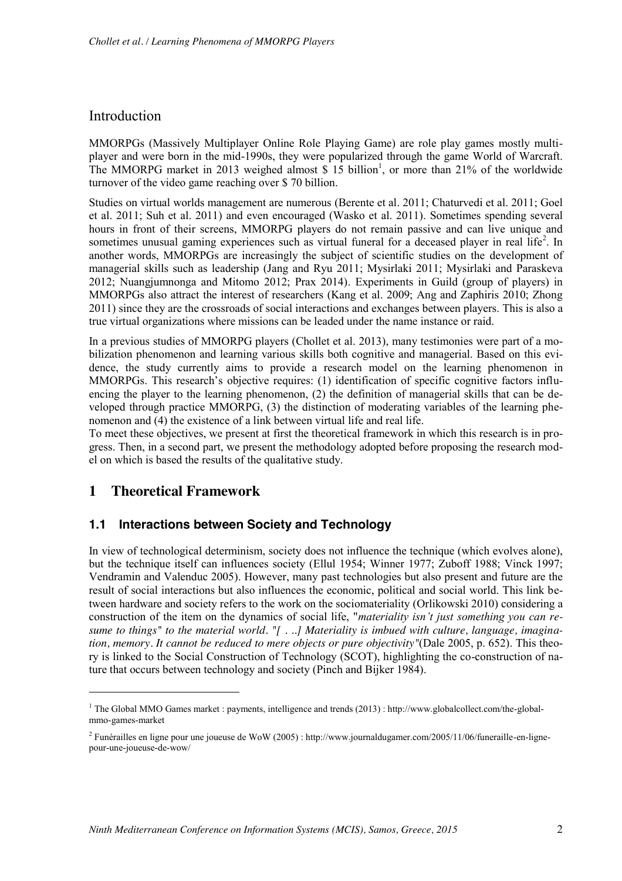## Introduction

MMORPGs (Massively Multiplayer Online Role Playing Game) are role play games mostly multiplayer and were born in the mid-1990s, they were popularized through the game World of Warcraft. The MMORPG market in 2013 weighed almost $ 15 billion[1], or more than 21% of the worldwide turnover of the video game reaching over $ 70 billion.

Studies on virtual worlds management are numerous (Berente et al. 2011; Chaturvedi et al. 2011; Goel et al. 2011; Suh et al. 2011) and even encouraged (Wasko et al. 2011). Sometimes spending several hours in front of their screens, MMORPG players do not remain passive and can live unique and sometimes unusual gaming experiences such as virtual funeral for a deceased player in real life[2]. In another words, MMORPGs are increasingly the subject of scientific studies on the development of managerial skills such as leadership (Jang and Ryu 2011; Mysirlaki 2011; Mysirlaki and Paraskeva 2012; Nuangjumnonga and Mitomo 2012; Prax 2014). Experiments in Guild (group of players) in MMORPGs also attract the interest of researchers (Kang et al. 2009; Ang and Zaphiris 2010; Zhong 2011) since they are the crossroads of social interactions and exchanges between players. This is also a true virtual organizations where missions can be leaded under the name instance or raid.

In a previous studies of MMORPG players (Chollet et al. 2013), many testimonies were part of a mobilization phenomenon and learning various skills both cognitive and managerial. Based on this evidence, the study currently aims to provide a research model on the learning phenomenon in MMORPGs. This research's objective requires: (1) identification of specific cognitive factors influencing the player to the learning phenomenon, (2) the definition of managerial skills that can be developed through practice MMORPG, (3) the distinction of moderating variables of the learning phenomenon and (4) the existence of a link between virtual life and real life.

To meet these objectives, we present at first the theoretical framework in which this research is in progress. Then, in a second part, we present the methodology adopted before proposing the research model on which is based the results of the qualitative study.

# 1 Theoretical Framework

### 1.1 Interactions between Society and Technology

In view of technological determinism, society does not influence the technique (which evolves alone), but the technique itself can influences society (Ellul 1954; Winner 1977; Zuboff 1988; Vinck 1997; Vendramin and Valenduc 2005). However, many past technologies but also present and future are the result of social interactions but also influences the economic, political and social world. This link between hardware and society refers to the work on the sociomateriality (Orlikowski 2010) considering a construction of the item on the dynamics of social life, "*materiality isn't just something you can resume to things*" *to the material world*. "*[ . ..] Materiality is imbued with culture, language, imagination, memory. It cannot be reduced to mere objects or pure objectivity*"(Dale 2005, p. 652). This theory is linked to the Social Construction of Technology (SCOT), highlighting the co-construction of nature that occurs between technology and society (Pinch and Bijker 1984).

---

[1] The Global MMO Games market : payments, intelligence and trends (2013) : http://www.globalcollect.com/the-global-mmo-games-market

[2] Funérailles en ligne pour une joueuse de WoW (2005) : http://www.journaldugamer.com/2005/11/06/funeraille-en-ligne-pour-une-joueuse-de-wow/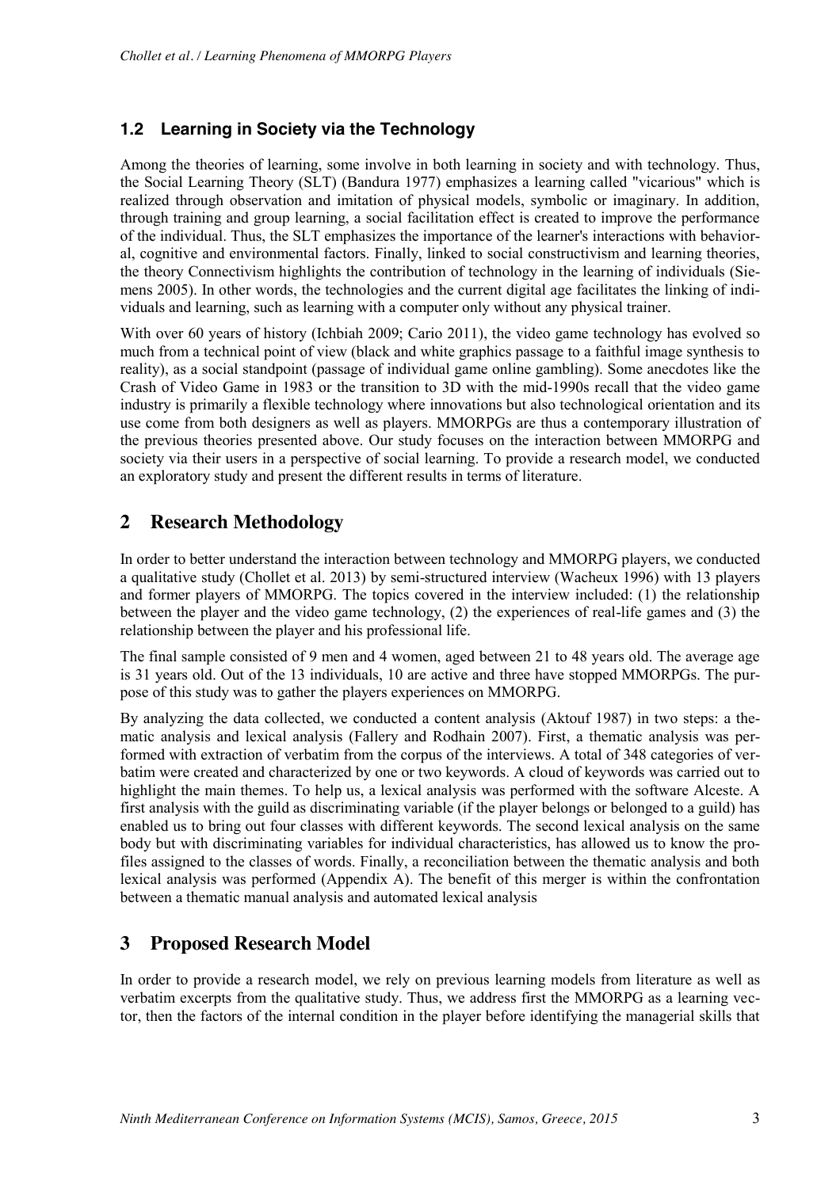## 1.2 Learning in Society via the Technology

Among the theories of learning, some involve in both learning in society and with technology. Thus, the Social Learning Theory (SLT) (Bandura 1977) emphasizes a learning called "vicarious" which is realized through observation and imitation of physical models, symbolic or imaginary. In addition, through training and group learning, a social facilitation effect is created to improve the performance of the individual. Thus, the SLT emphasizes the importance of the learner's interactions with behavioral, cognitive and environmental factors. Finally, linked to social constructivism and learning theories, the theory Connectivism highlights the contribution of technology in the learning of individuals (Siemens 2005). In other words, the technologies and the current digital age facilitates the linking of individuals and learning, such as learning with a computer only without any physical trainer.

With over 60 years of history (Ichbiah 2009; Cario 2011), the video game technology has evolved so much from a technical point of view (black and white graphics passage to a faithful image synthesis to reality), as a social standpoint (passage of individual game online gambling). Some anecdotes like the Crash of Video Game in 1983 or the transition to 3D with the mid-1990s recall that the video game industry is primarily a flexible technology where innovations but also technological orientation and its use come from both designers as well as players. MMORPGs are thus a contemporary illustration of the previous theories presented above. Our study focuses on the interaction between MMORPG and society via their users in a perspective of social learning. To provide a research model, we conducted an exploratory study and present the different results in terms of literature.

# 2 Research Methodology

In order to better understand the interaction between technology and MMORPG players, we conducted a qualitative study (Chollet et al. 2013) by semi-structured interview (Wacheux 1996) with 13 players and former players of MMORPG. The topics covered in the interview included: (1) the relationship between the player and the video game technology, (2) the experiences of real-life games and (3) the relationship between the player and his professional life.

The final sample consisted of 9 men and 4 women, aged between 21 to 48 years old. The average age is 31 years old. Out of the 13 individuals, 10 are active and three have stopped MMORPGs. The purpose of this study was to gather the players experiences on MMORPG.

By analyzing the data collected, we conducted a content analysis (Aktouf 1987) in two steps: a thematic analysis and lexical analysis (Fallery and Rodhain 2007). First, a thematic analysis was performed with extraction of verbatim from the corpus of the interviews. A total of 348 categories of verbatim were created and characterized by one or two keywords. A cloud of keywords was carried out to highlight the main themes. To help us, a lexical analysis was performed with the software Alceste. A first analysis with the guild as discriminating variable (if the player belongs or belonged to a guild) has enabled us to bring out four classes with different keywords. The second lexical analysis on the same body but with discriminating variables for individual characteristics, has allowed us to know the profiles assigned to the classes of words. Finally, a reconciliation between the thematic analysis and both lexical analysis was performed (Appendix A). The benefit of this merger is within the confrontation between a thematic manual analysis and automated lexical analysis

# 3 Proposed Research Model

In order to provide a research model, we rely on previous learning models from literature as well as verbatim excerpts from the qualitative study. Thus, we address first the MMORPG as a learning vector, then the factors of the internal condition in the player before identifying the managerial skills that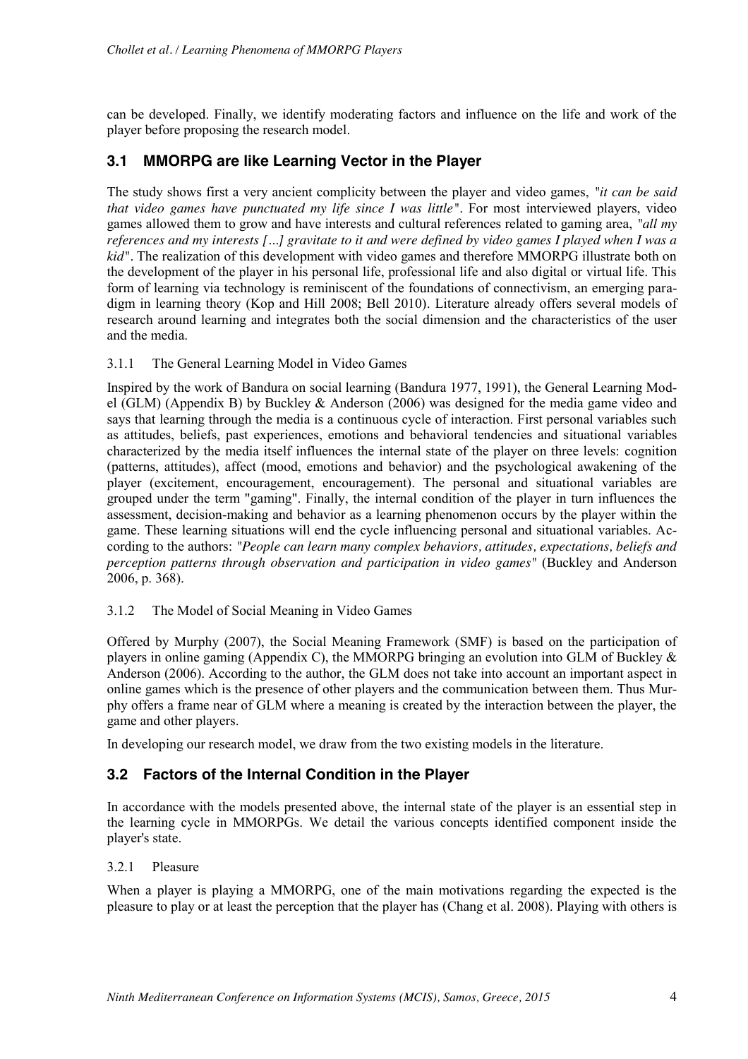can be developed. Finally, we identify moderating factors and influence on the life and work of the player before proposing the research model.

## 3.1 MMORPG are like Learning Vector in the Player

The study shows first a very ancient complicity between the player and video games, "*it can be said that video games have punctuated my life since I was little*". For most interviewed players, video games allowed them to grow and have interests and cultural references related to gaming area, "*all my references and my interests […] gravitate to it and were defined by video games I played when I was a kid*". The realization of this development with video games and therefore MMORPG illustrate both on the development of the player in his personal life, professional life and also digital or virtual life. This form of learning via technology is reminiscent of the foundations of connectivism, an emerging paradigm in learning theory (Kop and Hill 2008; Bell 2010). Literature already offers several models of research around learning and integrates both the social dimension and the characteristics of the user and the media.

### 3.1.1 The General Learning Model in Video Games

Inspired by the work of Bandura on social learning (Bandura 1977, 1991), the General Learning Model (GLM) (Appendix B) by Buckley & Anderson (2006) was designed for the media game video and says that learning through the media is a continuous cycle of interaction. First personal variables such as attitudes, beliefs, past experiences, emotions and behavioral tendencies and situational variables characterized by the media itself influences the internal state of the player on three levels: cognition (patterns, attitudes), affect (mood, emotions and behavior) and the psychological awakening of the player (excitement, encouragement, encouragement). The personal and situational variables are grouped under the term "gaming". Finally, the internal condition of the player in turn influences the assessment, decision-making and behavior as a learning phenomenon occurs by the player within the game. These learning situations will end the cycle influencing personal and situational variables. According to the authors: "*People can learn many complex behaviors, attitudes, expectations, beliefs and perception patterns through observation and participation in video games*" (Buckley and Anderson 2006, p. 368).

### 3.1.2 The Model of Social Meaning in Video Games

Offered by Murphy (2007), the Social Meaning Framework (SMF) is based on the participation of players in online gaming (Appendix C), the MMORPG bringing an evolution into GLM of Buckley & Anderson (2006). According to the author, the GLM does not take into account an important aspect in online games which is the presence of other players and the communication between them. Thus Murphy offers a frame near of GLM where a meaning is created by the interaction between the player, the game and other players.

In developing our research model, we draw from the two existing models in the literature.

## 3.2 Factors of the Internal Condition in the Player

In accordance with the models presented above, the internal state of the player is an essential step in the learning cycle in MMORPGs. We detail the various concepts identified component inside the player's state.

### 3.2.1 Pleasure

When a player is playing a MMORPG, one of the main motivations regarding the expected is the pleasure to play or at least the perception that the player has (Chang et al. 2008). Playing with others is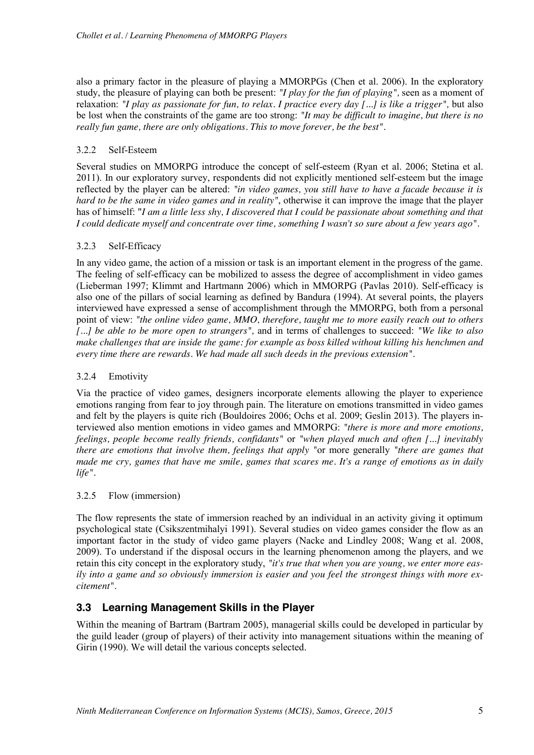also a primary factor in the pleasure of playing a MMORPGs (Chen et al. 2006). In the exploratory study, the pleasure of playing can both be present: *"I play for the fun of playing"*, seen as a moment of relaxation: *"I play as passionate for fun, to relax. I practice every day [...] is like a trigger"*, but also be lost when the constraints of the game are too strong: *"It may be difficult to imagine, but there is no really fun game, there are only obligations. This to move forever, be the best"*.

### 3.2.2 Self-Esteem

Several studies on MMORPG introduce the concept of self-esteem (Ryan et al. 2006; Stetina et al. 2011). In our exploratory survey, respondents did not explicitly mentioned self-esteem but the image reflected by the player can be altered: *"in video games, you still have to have a facade because it is hard to be the same in video games and in reality"*, otherwise it can improve the image that the player has of himself: *"I am a little less shy, I discovered that I could be passionate about something and that I could dedicate myself and concentrate over time, something I wasn't so sure about a few years ago"*.

### 3.2.3 Self-Efficacy

In any video game, the action of a mission or task is an important element in the progress of the game. The feeling of self-efficacy can be mobilized to assess the degree of accomplishment in video games (Lieberman 1997; Klimmt and Hartmann 2006) which in MMORPG (Pavlas 2010). Self-efficacy is also one of the pillars of social learning as defined by Bandura (1994). At several points, the players interviewed have expressed a sense of accomplishment through the MMORPG, both from a personal point of view: *"the online video game, MMO, therefore, taught me to more easily reach out to others [...] be able to be more open to strangers"*, and in terms of challenges to succeed: *"We like to also make challenges that are inside the game: for example as boss killed without killing his henchmen and every time there are rewards. We had made all such deeds in the previous extension"*.

### 3.2.4 Emotivity

Via the practice of video games, designers incorporate elements allowing the player to experience emotions ranging from fear to joy through pain. The literature on emotions transmitted in video games and felt by the players is quite rich (Bouldoires 2006; Ochs et al. 2009; Geslin 2013). The players interviewed also mention emotions in video games and MMORPG: *"there is more and more emotions, feelings, people become really friends, confidants"* or *"when played much and often [...] inevitably there are emotions that involve them, feelings that apply* "or more generally *"there are games that made me cry, games that have me smile, games that scares me. It's a range of emotions as in daily life"*.

### 3.2.5 Flow (immersion)

The flow represents the state of immersion reached by an individual in an activity giving it optimum psychological state (Csikszentmihalyi 1991). Several studies on video games consider the flow as an important factor in the study of video game players (Nacke and Lindley 2008; Wang et al. 2008, 2009). To understand if the disposal occurs in the learning phenomenon among the players, and we retain this city concept in the exploratory study, *"it's true that when you are young, we enter more easily into a game and so obviously immersion is easier and you feel the strongest things with more excitement"*.

## 3.3 Learning Management Skills in the Player

Within the meaning of Bartram (Bartram 2005), managerial skills could be developed in particular by the guild leader (group of players) of their activity into management situations within the meaning of Girin (1990). We will detail the various concepts selected.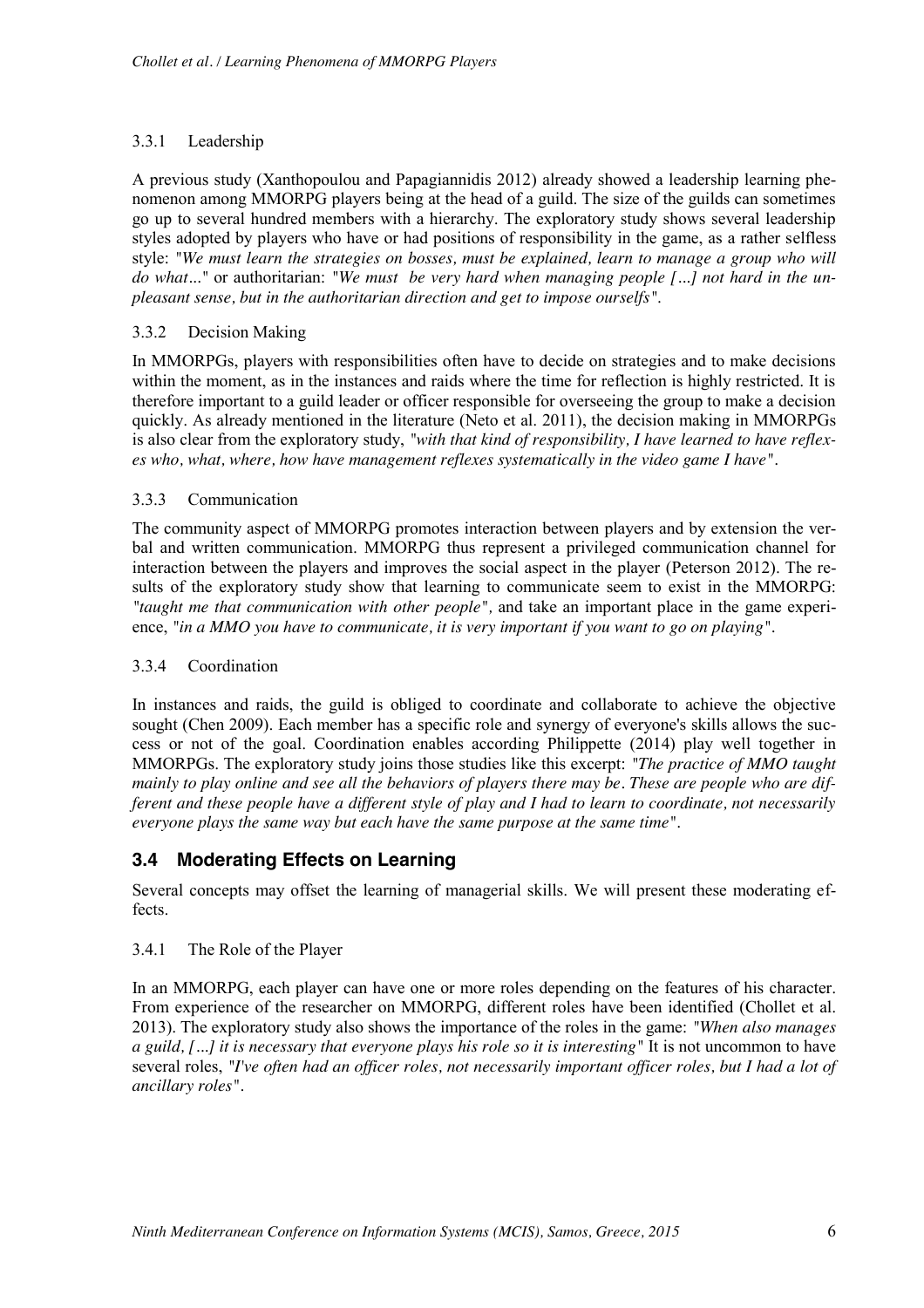### 3.3.1 Leadership

A previous study (Xanthopoulou and Papagiannidis 2012) already showed a leadership learning phenomenon among MMORPG players being at the head of a guild. The size of the guilds can sometimes go up to several hundred members with a hierarchy. The exploratory study shows several leadership styles adopted by players who have or had positions of responsibility in the game, as a rather selfless style: *"We must learn the strategies on bosses, must be explained, learn to manage a group who will do what..."* or authoritarian: *"We must be very hard when managing people [...] not hard in the unpleasant sense, but in the authoritarian direction and get to impose ourselfs"*.

### 3.3.2 Decision Making

In MMORPGs, players with responsibilities often have to decide on strategies and to make decisions within the moment, as in the instances and raids where the time for reflection is highly restricted. It is therefore important to a guild leader or officer responsible for overseeing the group to make a decision quickly. As already mentioned in the literature (Neto et al. 2011), the decision making in MMORPGs is also clear from the exploratory study, *"with that kind of responsibility, I have learned to have reflexes who, what, where, how have management reflexes systematically in the video game I have"*.

### 3.3.3 Communication

The community aspect of MMORPG promotes interaction between players and by extension the verbal and written communication. MMORPG thus represent a privileged communication channel for interaction between the players and improves the social aspect in the player (Peterson 2012). The results of the exploratory study show that learning to communicate seem to exist in the MMORPG: *"taught me that communication with other people"*, and take an important place in the game experience, *"in a MMO you have to communicate, it is very important if you want to go on playing"*.

### 3.3.4 Coordination

In instances and raids, the guild is obliged to coordinate and collaborate to achieve the objective sought (Chen 2009). Each member has a specific role and synergy of everyone's skills allows the success or not of the goal. Coordination enables according Philippette (2014) play well together in MMORPGs. The exploratory study joins those studies like this excerpt: *"The practice of MMO taught mainly to play online and see all the behaviors of players there may be. These are people who are different and these people have a different style of play and I had to learn to coordinate, not necessarily everyone plays the same way but each have the same purpose at the same time"*.

## 3.4 Moderating Effects on Learning

Several concepts may offset the learning of managerial skills. We will present these moderating effects.

### 3.4.1 The Role of the Player

In an MMORPG, each player can have one or more roles depending on the features of his character. From experience of the researcher on MMORPG, different roles have been identified (Chollet et al. 2013). The exploratory study also shows the importance of the roles in the game: *"When also manages a guild, [...] it is necessary that everyone plays his role so it is interesting"* It is not uncommon to have several roles, *"I've often had an officer roles, not necessarily important officer roles, but I had a lot of ancillary roles"*.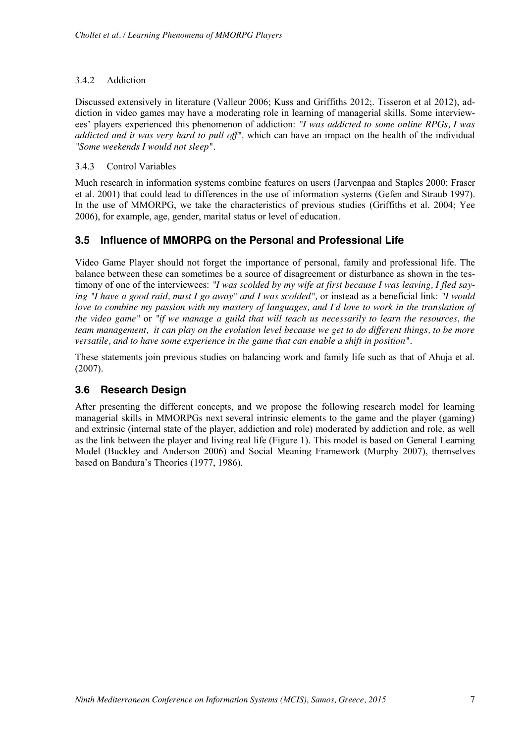#### 3.4.2 Addiction

Discussed extensively in literature (Valleur 2006; Kuss and Griffiths 2012;. Tisseron et al 2012), addiction in video games may have a moderating role in learning of managerial skills. Some interviewees' players experienced this phenomenon of addiction: *"I was addicted to some online RPGs, I was addicted and it was very hard to pull off"*, which can have an impact on the health of the individual *"Some weekends I would not sleep"*.

#### 3.4.3 Control Variables

Much research in information systems combine features on users (Jarvenpaa and Staples 2000; Fraser et al. 2001) that could lead to differences in the use of information systems (Gefen and Straub 1997). In the use of MMORPG, we take the characteristics of previous studies (Griffiths et al. 2004; Yee 2006), for example, age, gender, marital status or level of education.

### 3.5 Influence of MMORPG on the Personal and Professional Life

Video Game Player should not forget the importance of personal, family and professional life. The balance between these can sometimes be a source of disagreement or disturbance as shown in the testimony of one of the interviewees: *"I was scolded by my wife at first because I was leaving, I fled saying "I have a good raid, must I go away" and I was scolded"*, or instead as a beneficial link: *"I would love to combine my passion with my mastery of languages, and I'd love to work in the translation of the video game"* or *"if we manage a guild that will teach us necessarily to learn the resources, the team management, it can play on the evolution level because we get to do different things, to be more versatile, and to have some experience in the game that can enable a shift in position"*.

These statements join previous studies on balancing work and family life such as that of Ahuja et al. (2007).

### 3.6 Research Design

After presenting the different concepts, and we propose the following research model for learning managerial skills in MMORPGs next several intrinsic elements to the game and the player (gaming) and extrinsic (internal state of the player, addiction and role) moderated by addiction and role, as well as the link between the player and living real life (Figure 1). This model is based on General Learning Model (Buckley and Anderson 2006) and Social Meaning Framework (Murphy 2007), themselves based on Bandura's Theories (1977, 1986).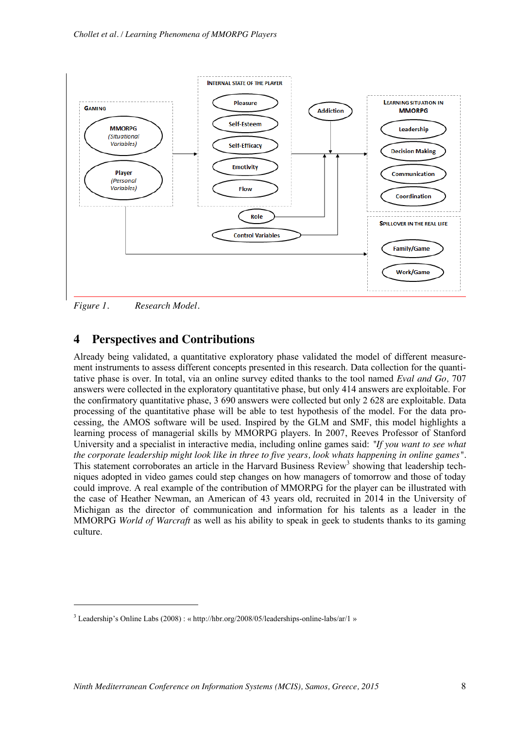Figure 1. Research Model.

## 4 Perspectives and Contributions

Already being validated, a quantitative exploratory phase validated the model of different measurement instruments to assess different concepts presented in this research. Data collection for the quantitative phase is over. In total, via an online survey edited thanks to the tool named *Eval and Go,* 707 answers were collected in the exploratory quantitative phase, but only 414 answers are exploitable. For the confirmatory quantitative phase, 3 690 answers were collected but only 2 628 are exploitable. Data processing of the quantitative phase will be able to test hypothesis of the model. For the data processing, the AMOS software will be used. Inspired by the GLM and SMF, this model highlights a learning process of managerial skills by MMORPG players. In 2007, Reeves Professor of Stanford University and a specialist in interactive media, including online games said: *"If you want to see what the corporate leadership might look like in three to five years, look whats happening in online games"*. This statement corroborates an article in the Harvard Business Review[3] showing that leadership techniques adopted in video games could step changes on how managers of tomorrow and those of today could improve. A real example of the contribution of MMORPG for the player can be illustrated with the case of Heather Newman, an American of 43 years old, recruited in 2014 in the University of Michigan as the director of communication and information for his talents as a leader in the MMORPG *World of Warcraft* as well as his ability to speak in geek to students thanks to its gaming culture.

[3] Leadership's Online Labs (2008) : « http://hbr.org/2008/05/leaderships-online-labs/ar/1 »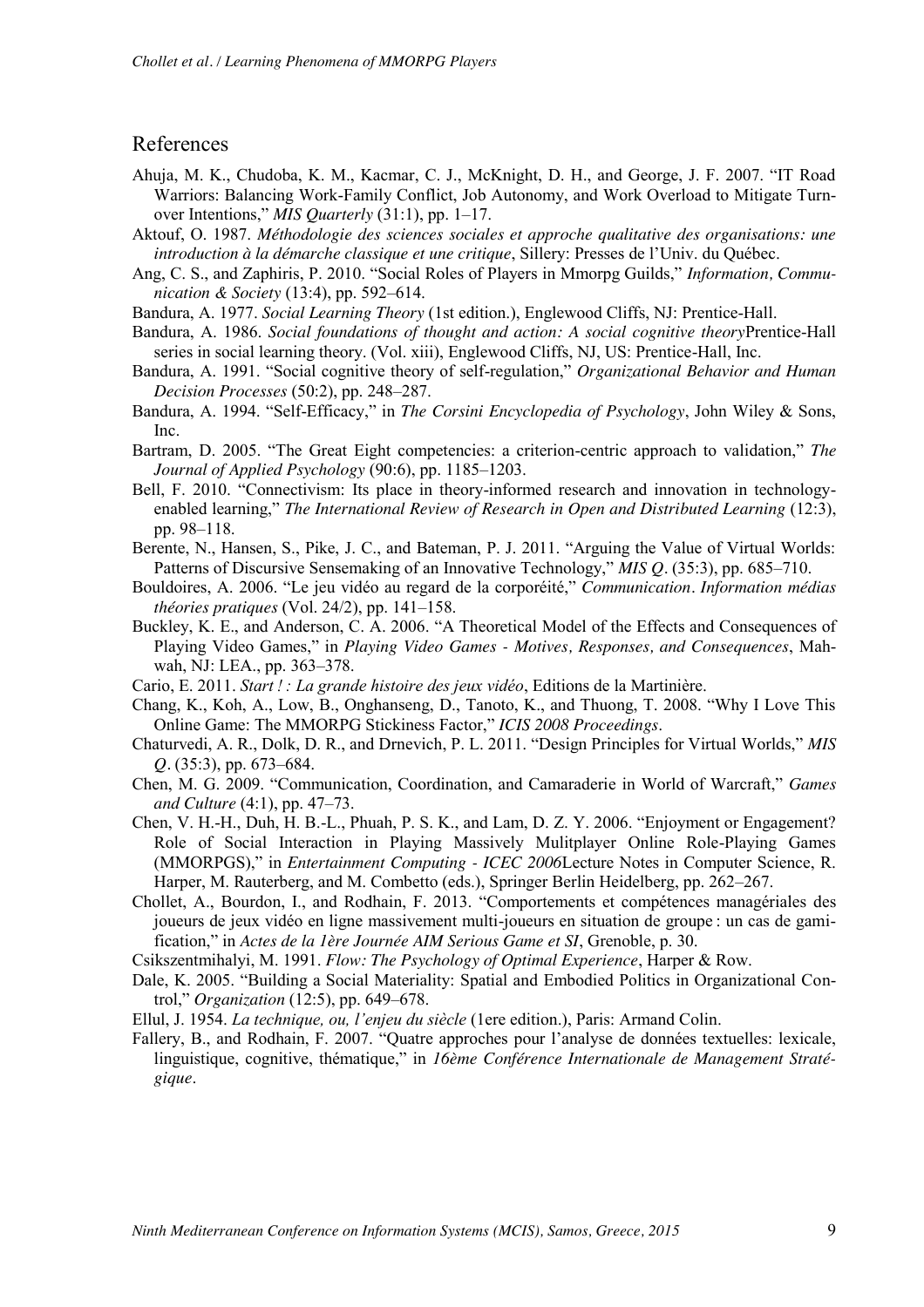## References

Ahuja, M. K., Chudoba, K. M., Kacmar, C. J., McKnight, D. H., and George, J. F. 2007. "IT Road Warriors: Balancing Work-Family Conflict, Job Autonomy, and Work Overload to Mitigate Turnover Intentions," *MIS Quarterly* (31:1), pp. 1–17.

Aktouf, O. 1987. *Méthodologie des sciences sociales et approche qualitative des organisations: une introduction à la démarche classique et une critique*, Sillery: Presses de l'Univ. du Québec.

Ang, C. S., and Zaphiris, P. 2010. "Social Roles of Players in Mmorpg Guilds," *Information, Communication & Society* (13:4), pp. 592–614.

Bandura, A. 1977. *Social Learning Theory* (1st edition.), Englewood Cliffs, NJ: Prentice-Hall.

Bandura, A. 1986. *Social foundations of thought and action: A social cognitive theory*Prentice-Hall series in social learning theory. (Vol. xiii), Englewood Cliffs, NJ, US: Prentice-Hall, Inc.

Bandura, A. 1991. "Social cognitive theory of self-regulation," *Organizational Behavior and Human Decision Processes* (50:2), pp. 248–287.

Bandura, A. 1994. "Self-Efficacy," in *The Corsini Encyclopedia of Psychology*, John Wiley & Sons, Inc.

Bartram, D. 2005. "The Great Eight competencies: a criterion-centric approach to validation," *The Journal of Applied Psychology* (90:6), pp. 1185–1203.

Bell, F. 2010. "Connectivism: Its place in theory-informed research and innovation in technology-enabled learning," *The International Review of Research in Open and Distributed Learning* (12:3), pp. 98–118.

Berente, N., Hansen, S., Pike, J. C., and Bateman, P. J. 2011. "Arguing the Value of Virtual Worlds: Patterns of Discursive Sensemaking of an Innovative Technology," *MIS Q*. (35:3), pp. 685–710.

Bouldoires, A. 2006. "Le jeu vidéo au regard de la corporéité," *Communication*. *Information médias théories pratiques* (Vol. 24/2), pp. 141–158.

Buckley, K. E., and Anderson, C. A. 2006. "A Theoretical Model of the Effects and Consequences of Playing Video Games," in *Playing Video Games - Motives, Responses, and Consequences*, Mahwah, NJ: LEA., pp. 363–378.

Cario, E. 2011. *Start ! : La grande histoire des jeux vidéo*, Editions de la Martinière.

Chang, K., Koh, A., Low, B., Onghanseng, D., Tanoto, K., and Thuong, T. 2008. "Why I Love This Online Game: The MMORPG Stickiness Factor," *ICIS 2008 Proceedings*.

Chaturvedi, A. R., Dolk, D. R., and Drnevich, P. L. 2011. "Design Principles for Virtual Worlds," *MIS Q*. (35:3), pp. 673–684.

Chen, M. G. 2009. "Communication, Coordination, and Camaraderie in World of Warcraft," *Games and Culture* (4:1), pp. 47–73.

Chen, V. H.-H., Duh, H. B.-L., Phuah, P. S. K., and Lam, D. Z. Y. 2006. "Enjoyment or Engagement? Role of Social Interaction in Playing Massively Mulitplayer Online Role-Playing Games (MMORPGS)," in *Entertainment Computing - ICEC 2006*Lecture Notes in Computer Science, R. Harper, M. Rauterberg, and M. Combetto (eds.), Springer Berlin Heidelberg, pp. 262–267.

Chollet, A., Bourdon, I., and Rodhain, F. 2013. "Comportements et compétences managériales des joueurs de jeux vidéo en ligne massivement multi-joueurs en situation de groupe : un cas de gamification," in *Actes de la 1ère Journée AIM Serious Game et SI*, Grenoble, p. 30.

Csikszentmihalyi, M. 1991. *Flow: The Psychology of Optimal Experience*, Harper & Row.

Dale, K. 2005. "Building a Social Materiality: Spatial and Embodied Politics in Organizational Control," *Organization* (12:5), pp. 649–678.

Ellul, J. 1954. *La technique, ou, l'enjeu du siècle* (1ere edition.), Paris: Armand Colin.

Fallery, B., and Rodhain, F. 2007. "Quatre approches pour l'analyse de données textuelles: lexicale, linguistique, cognitive, thématique," in *16ème Conférence Internationale de Management Stratégique*.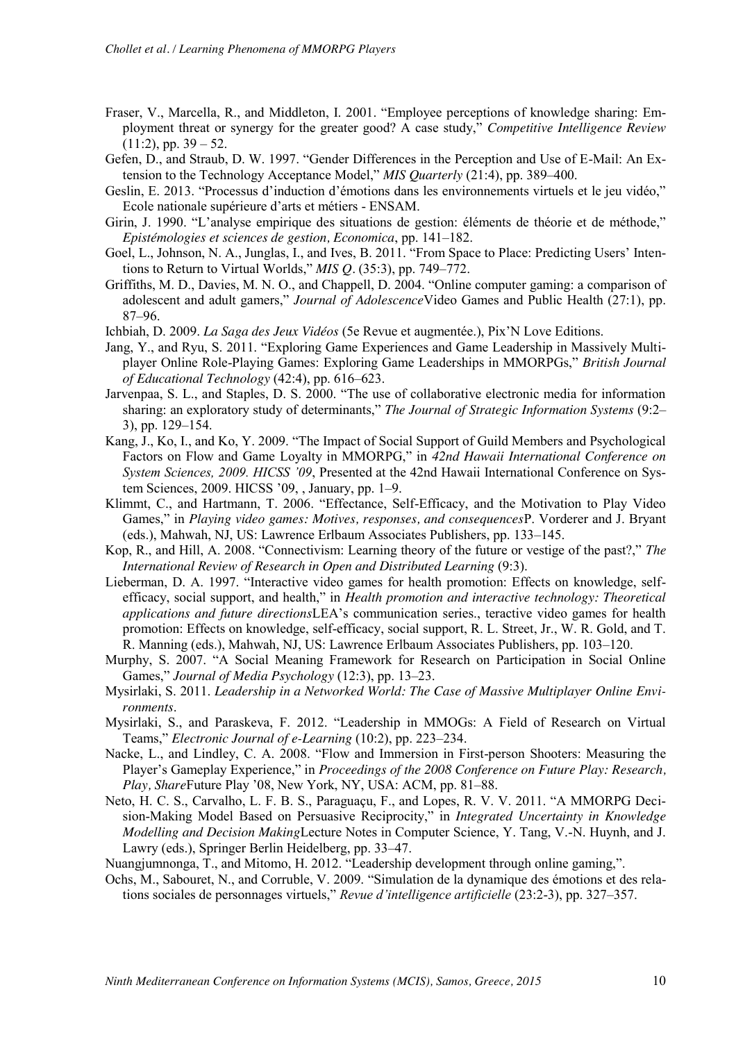Fraser, V., Marcella, R., and Middleton, I. 2001. "Employee perceptions of knowledge sharing: Employment threat or synergy for the greater good? A case study," *Competitive Intelligence Review* (11:2), pp. 39 – 52.

Gefen, D., and Straub, D. W. 1997. "Gender Differences in the Perception and Use of E-Mail: An Extension to the Technology Acceptance Model," *MIS Quarterly* (21:4), pp. 389–400.

Geslin, E. 2013. "Processus d'induction d'émotions dans les environnements virtuels et le jeu vidéo," Ecole nationale supérieure d'arts et métiers - ENSAM.

Girin, J. 1990. "L'analyse empirique des situations de gestion: éléments de théorie et de méthode," *Epistémologies et sciences de gestion, Economica*, pp. 141–182.

Goel, L., Johnson, N. A., Junglas, I., and Ives, B. 2011. "From Space to Place: Predicting Users' Intentions to Return to Virtual Worlds," *MIS Q*. (35:3), pp. 749–772.

Griffiths, M. D., Davies, M. N. O., and Chappell, D. 2004. "Online computer gaming: a comparison of adolescent and adult gamers," *Journal of Adolescence*Video Games and Public Health (27:1), pp. 87–96.

Ichbiah, D. 2009. *La Saga des Jeux Vidéos* (5e Revue et augmentée.), Pix'N Love Editions.

Jang, Y., and Ryu, S. 2011. "Exploring Game Experiences and Game Leadership in Massively Multiplayer Online Role-Playing Games: Exploring Game Leaderships in MMORPGs," *British Journal of Educational Technology* (42:4), pp. 616–623.

Jarvenpaa, S. L., and Staples, D. S. 2000. "The use of collaborative electronic media for information sharing: an exploratory study of determinants," *The Journal of Strategic Information Systems* (9:2–3), pp. 129–154.

Kang, J., Ko, I., and Ko, Y. 2009. "The Impact of Social Support of Guild Members and Psychological Factors on Flow and Game Loyalty in MMORPG," in *42nd Hawaii International Conference on System Sciences, 2009. HICSS '09*, Presented at the 42nd Hawaii International Conference on System Sciences, 2009. HICSS '09, , January, pp. 1–9.

Klimmt, C., and Hartmann, T. 2006. "Effectance, Self-Efficacy, and the Motivation to Play Video Games," in *Playing video games: Motives, responses, and consequences*P. Vorderer and J. Bryant (eds.), Mahwah, NJ, US: Lawrence Erlbaum Associates Publishers, pp. 133–145.

Kop, R., and Hill, A. 2008. "Connectivism: Learning theory of the future or vestige of the past?," *The International Review of Research in Open and Distributed Learning* (9:3).

Lieberman, D. A. 1997. "Interactive video games for health promotion: Effects on knowledge, self-efficacy, social support, and health," in *Health promotion and interactive technology: Theoretical applications and future directions*LEA's communication series., teractive video games for health promotion: Effects on knowledge, self-efficacy, social support, R. L. Street, Jr., W. R. Gold, and T. R. Manning (eds.), Mahwah, NJ, US: Lawrence Erlbaum Associates Publishers, pp. 103–120.

Murphy, S. 2007. "A Social Meaning Framework for Research on Participation in Social Online Games," *Journal of Media Psychology* (12:3), pp. 13–23.

Mysirlaki, S. 2011. *Leadership in a Networked World: The Case of Massive Multiplayer Online Environments*.

Mysirlaki, S., and Paraskeva, F. 2012. "Leadership in MMOGs: A Field of Research on Virtual Teams," *Electronic Journal of e-Learning* (10:2), pp. 223–234.

Nacke, L., and Lindley, C. A. 2008. "Flow and Immersion in First-person Shooters: Measuring the Player's Gameplay Experience," in *Proceedings of the 2008 Conference on Future Play: Research, Play, Share*Future Play '08, New York, NY, USA: ACM, pp. 81–88.

Neto, H. C. S., Carvalho, L. F. B. S., Paraguaçu, F., and Lopes, R. V. V. 2011. "A MMORPG Decision-Making Model Based on Persuasive Reciprocity," in *Integrated Uncertainty in Knowledge Modelling and Decision Making*Lecture Notes in Computer Science, Y. Tang, V.-N. Huynh, and J. Lawry (eds.), Springer Berlin Heidelberg, pp. 33–47.

Nuangjumnonga, T., and Mitomo, H. 2012. "Leadership development through online gaming,".

Ochs, M., Sabouret, N., and Corruble, V. 2009. "Simulation de la dynamique des émotions et des relations sociales de personnages virtuels," *Revue d'intelligence artificielle* (23:2-3), pp. 327–357.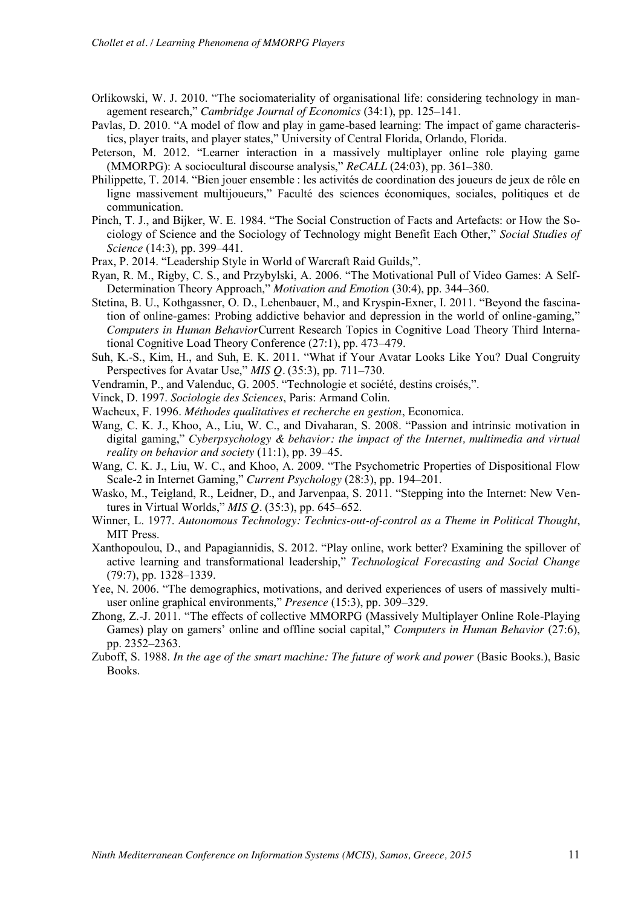Orlikowski, W. J. 2010. "The sociomateriality of organisational life: considering technology in management research," *Cambridge Journal of Economics* (34:1), pp. 125–141.

Pavlas, D. 2010. "A model of flow and play in game-based learning: The impact of game characteristics, player traits, and player states," University of Central Florida, Orlando, Florida.

Peterson, M. 2012. "Learner interaction in a massively multiplayer online role playing game (MMORPG): A sociocultural discourse analysis," *ReCALL* (24:03), pp. 361–380.

Philippette, T. 2014. "Bien jouer ensemble : les activités de coordination des joueurs de jeux de rôle en ligne massivement multijoueurs," Faculté des sciences économiques, sociales, politiques et de communication.

Pinch, T. J., and Bijker, W. E. 1984. "The Social Construction of Facts and Artefacts: or How the Sociology of Science and the Sociology of Technology might Benefit Each Other," *Social Studies of Science* (14:3), pp. 399–441.

Prax, P. 2014. "Leadership Style in World of Warcraft Raid Guilds,".

Ryan, R. M., Rigby, C. S., and Przybylski, A. 2006. "The Motivational Pull of Video Games: A Self-Determination Theory Approach," *Motivation and Emotion* (30:4), pp. 344–360.

Stetina, B. U., Kothgassner, O. D., Lehenbauer, M., and Kryspin-Exner, I. 2011. "Beyond the fascination of online-games: Probing addictive behavior and depression in the world of online-gaming," *Computers in Human Behavior*Current Research Topics in Cognitive Load Theory Third International Cognitive Load Theory Conference (27:1), pp. 473–479.

Suh, K.-S., Kim, H., and Suh, E. K. 2011. "What if Your Avatar Looks Like You? Dual Congruity Perspectives for Avatar Use," *MIS Q*. (35:3), pp. 711–730.

Vendramin, P., and Valenduc, G. 2005. "Technologie et société, destins croisés,".

Vinck, D. 1997. *Sociologie des Sciences*, Paris: Armand Colin.

Wacheux, F. 1996. *Méthodes qualitatives et recherche en gestion*, Economica.

Wang, C. K. J., Khoo, A., Liu, W. C., and Divaharan, S. 2008. "Passion and intrinsic motivation in digital gaming," *Cyberpsychology & behavior: the impact of the Internet, multimedia and virtual reality on behavior and society* (11:1), pp. 39–45.

Wang, C. K. J., Liu, W. C., and Khoo, A. 2009. "The Psychometric Properties of Dispositional Flow Scale-2 in Internet Gaming," *Current Psychology* (28:3), pp. 194–201.

Wasko, M., Teigland, R., Leidner, D., and Jarvenpaa, S. 2011. "Stepping into the Internet: New Ventures in Virtual Worlds," *MIS Q*. (35:3), pp. 645–652.

Winner, L. 1977. *Autonomous Technology: Technics-out-of-control as a Theme in Political Thought*, MIT Press.

Xanthopoulou, D., and Papagiannidis, S. 2012. "Play online, work better? Examining the spillover of active learning and transformational leadership," *Technological Forecasting and Social Change* (79:7), pp. 1328–1339.

Yee, N. 2006. "The demographics, motivations, and derived experiences of users of massively multi-user online graphical environments," *Presence* (15:3), pp. 309–329.

Zhong, Z.-J. 2011. "The effects of collective MMORPG (Massively Multiplayer Online Role-Playing Games) play on gamers' online and offline social capital," *Computers in Human Behavior* (27:6), pp. 2352–2363.

Zuboff, S. 1988. *In the age of the smart machine: The future of work and power* (Basic Books.), Basic Books.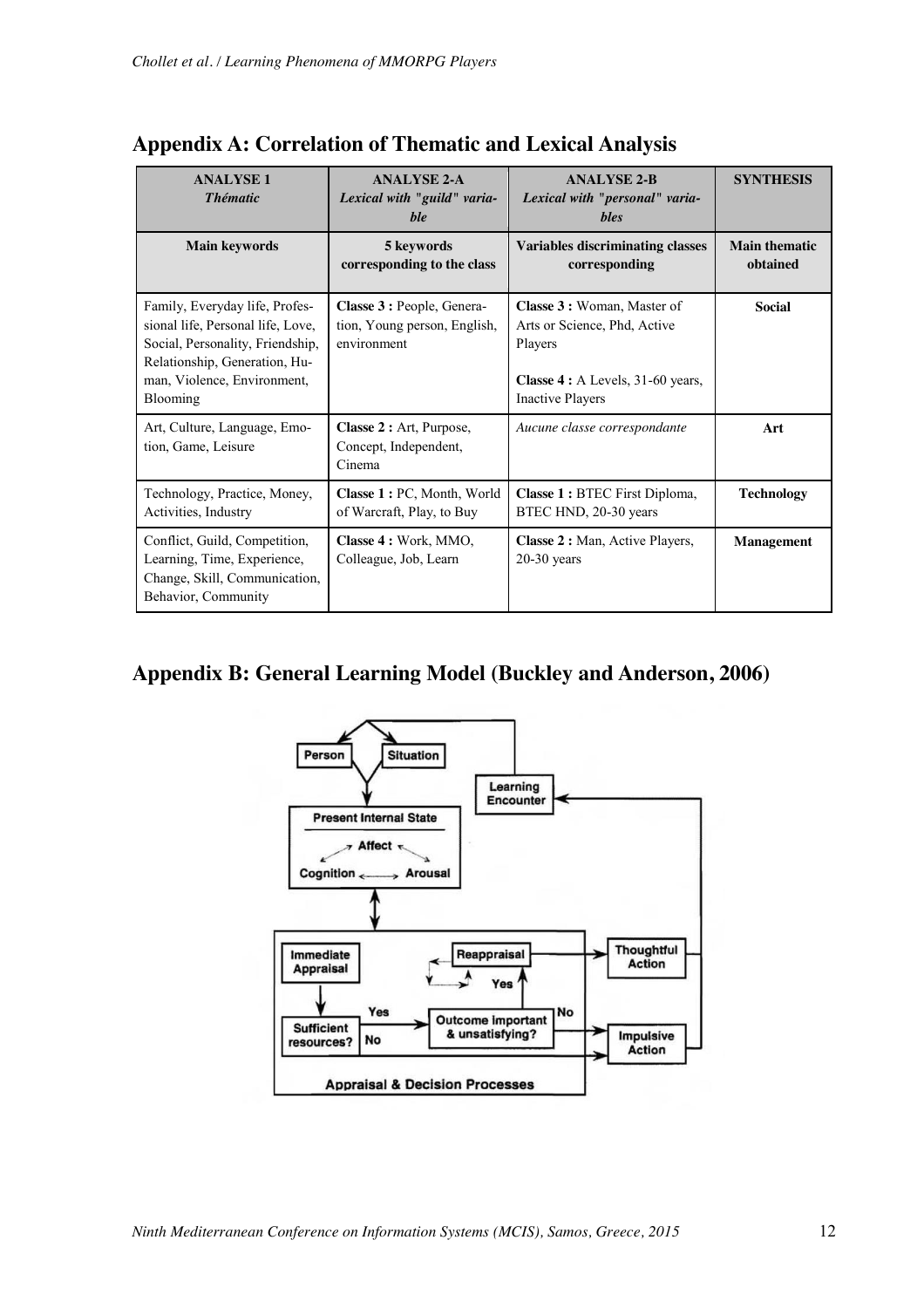## Appendix A: Correlation of Thematic and Lexical Analysis

| **ANALYSE 1** *Thématic* | **ANALYSE 2-A** *Lexical with "guild" variable* | **ANALYSE 2-B** *Lexical with "personal" variables* | **SYNTHESIS** |
|---|---|---|---|
| **Main keywords** | **5 keywords corresponding to the class** | **Variables discriminating classes corresponding** | **Main thematic obtained** |
| Family, Everyday life, Professional life, Personal life, Love, Social, Personality, Friendship, Relationship, Generation, Human, Violence, Environment, Blooming | **Classe 3 :** People, Generation, Young person, English, environment | **Classe 3 :** Woman, Master of Arts or Science, Phd, Active Players<br>**Classe 4 :** A Levels, 31-60 years, Inactive Players | **Social** |
| Art, Culture, Language, Emotion, Game, Leisure | **Classe 2 :** Art, Purpose, Concept, Independent, Cinema | *Aucune classe correspondante* | **Art** |
| Technology, Practice, Money, Activities, Industry | **Classe 1 :** PC, Month, World of Warcraft, Play, to Buy | **Classe 1 :** BTEC First Diploma, BTEC HND, 20-30 years | **Technology** |
| Conflict, Guild, Competition, Learning, Time, Experience, Change, Skill, Communication, Behavior, Community | **Classe 4 :** Work, MMO, Colleague, Job, Learn | **Classe 2 :** Man, Active Players, 20-30 years | **Management** |

## Appendix B: General Learning Model (Buckley and Anderson, 2006)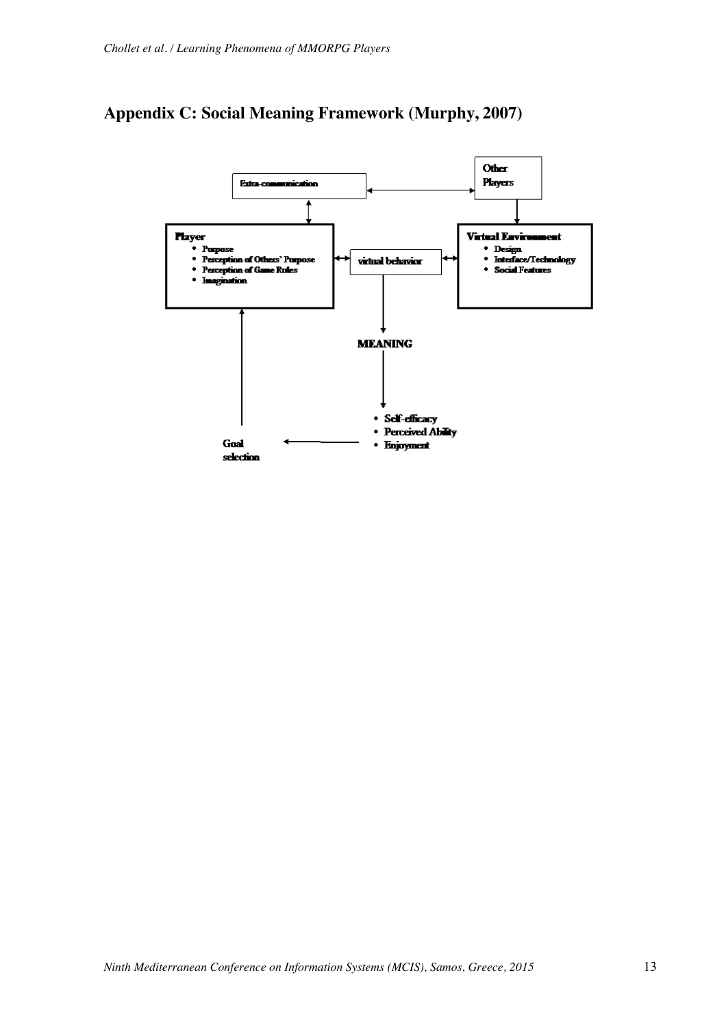## Appendix C: Social Meaning Framework (Murphy, 2007)

Extra-communication

Other Players

Player
- Purpose
- Perception of Others' Purpose
- Perception of Game Rules
- Imagination

virtual behavior

Virtual Environment
- Design
- Interface/Technology
- Social Features

MEANING

- Self-efficacy
- Perceived Ability
- Enjoyment

Goal selection